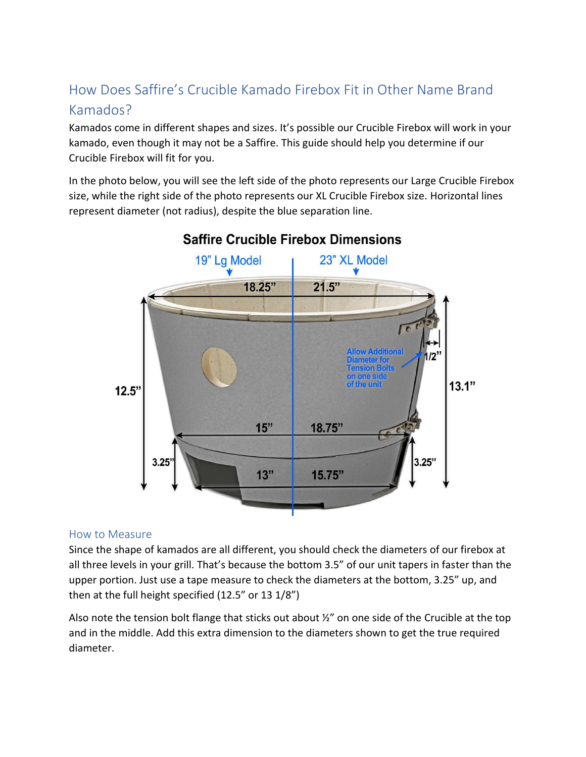## How Does Saffire's Crucible Kamado Firebox Fit in Other Name Brand Kamados?

Kamados come in different shapes and sizes. It's possible our Crucible Firebox will work in your kamado, even though it may not be a Saffire. This guide should help you determine if our Crucible Firebox will fit for you.

In the photo below, you will see the left side of the photo represents our Large Crucible Firebox size, while the right side of the photo represents our XL Crucible Firebox size. Horizontal lines represent diameter (not radius), despite the blue separation line.

Saffire Crucible Firebox Dimensions

19" Lg Model

23" XL Model

18.25"

21.5"

12.5"

13.1"

Allow Additional Diameter for Tension Bolts on one side of the unit

1/2"

15"

18.75"

3.25"

3.25"

13"

15.75"

### How to Measure

Since the shape of kamados are all different, you should check the diameters of our firebox at all three levels in your grill. That's because the bottom 3.5" of our unit tapers in faster than the upper portion. Just use a tape measure to check the diameters at the bottom, 3.25" up, and then at the full height specified (12.5" or 13 1/8")

Also note the tension bolt flange that sticks out about ½" on one side of the Crucible at the top and in the middle. Add this extra dimension to the diameters shown to get the true required diameter.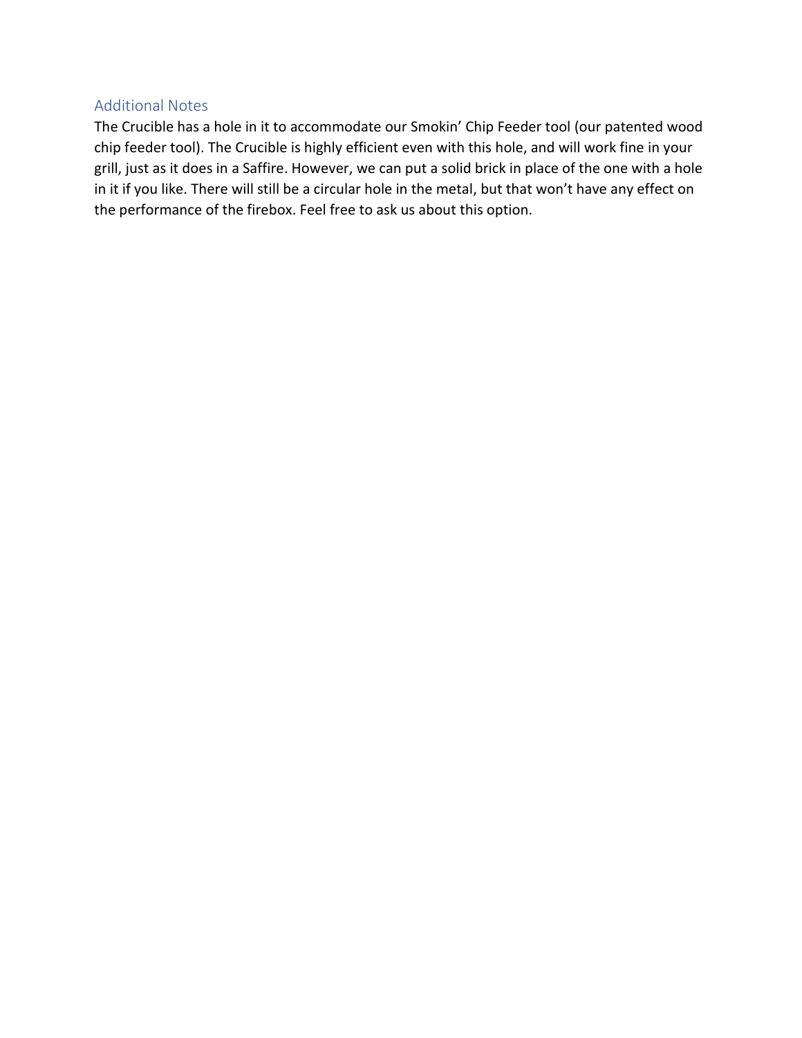## Additional Notes

The Crucible has a hole in it to accommodate our Smokin' Chip Feeder tool (our patented wood chip feeder tool). The Crucible is highly efficient even with this hole, and will work fine in your grill, just as it does in a Saffire. However, we can put a solid brick in place of the one with a hole in it if you like. There will still be a circular hole in the metal, but that won't have any effect on the performance of the firebox. Feel free to ask us about this option.